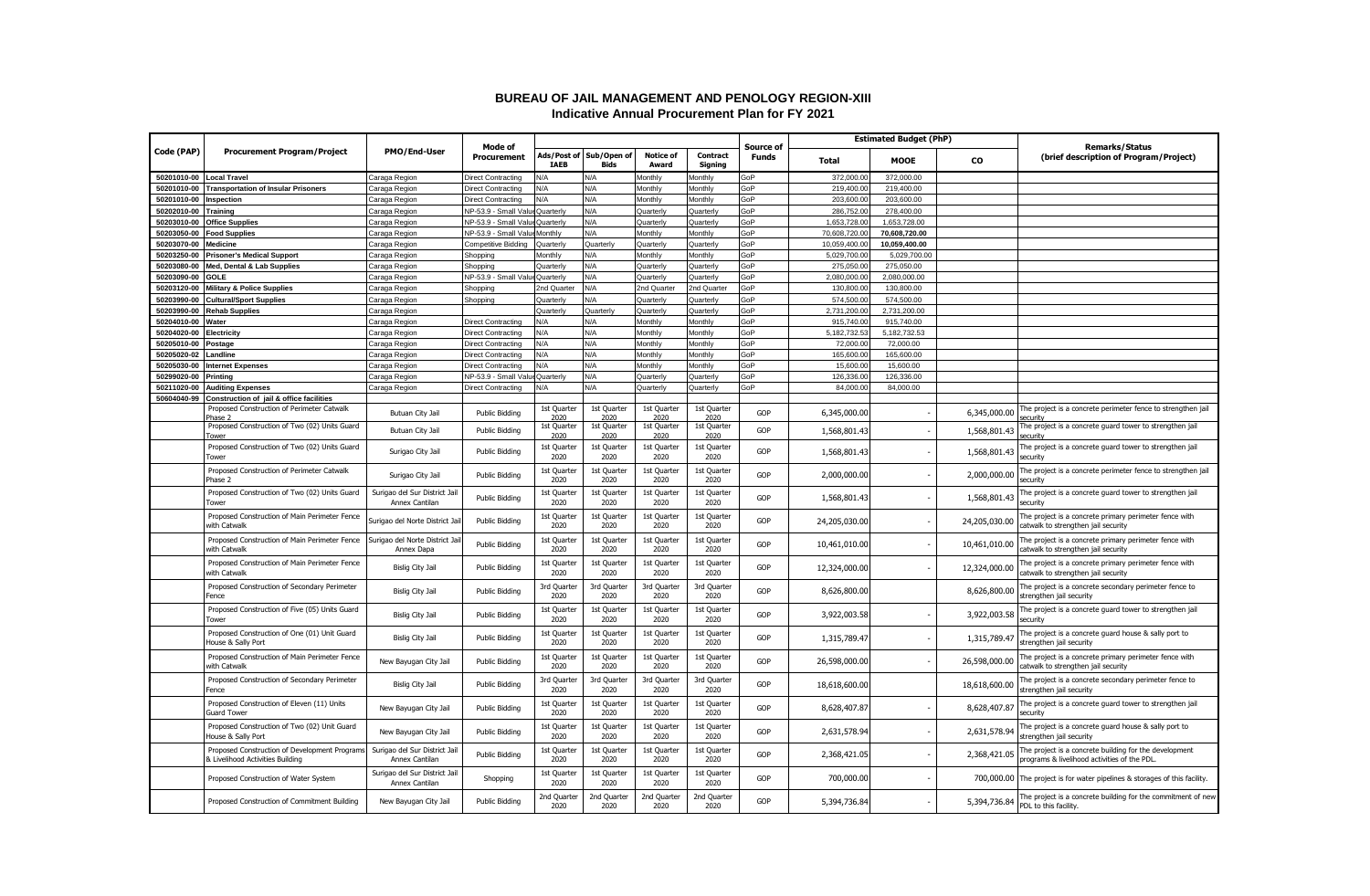# BUREAU OF JAIL MANAGEMENT AND PENOLOGY REGION-XIII

## Indicative Annual Procurement Plan for FY 2021

| Code (PAP) | Procurement Program/Project | PMO/End-User | Mode of Procurement | Ads/Post of IAEB | Sub/Open of Bids | Notice of Award | Contract Signing | Source of Funds | Estimated Budget (PhP) | | | Remarks/Status (brief description of Program/Project) |
|---|---|---|---|---|---|---|---|---|---|---|---|---|
| | | | | | | | | | Total | MOOE | CO | |
| 50201010-00 | **Local Travel** | Caraga Region | Direct Contracting | N/A | N/A | Monthly | Monthly | GoP | 372,000.00 | 372,000.00 | | |
| 50201010-00 | **Transportation of Insular Prisoners** | Caraga Region | Direct Contracting | N/A | N/A | Monthly | Monthly | GoP | 219,400.00 | 219,400.00 | | |
| 50201010-00 | **Inspection** | Caraga Region | Direct Contracting | N/A | N/A | Monthly | Monthly | GoP | 203,600.00 | 203,600.00 | | |
| 50202010-00 | **Training** | Caraga Region | NP-53.9 - Small Value | Quarterly | N/A | Quarterly | Quarterly | GoP | 286,752.00 | 278,400.00 | | |
| 50203010-00 | **Office Supplies** | Caraga Region | NP-53.9 - Small Value | Quarterly | N/A | Quarterly | Quarterly | GoP | 1,653,728.00 | 1,653,728.00 | | |
| 50203050-00 | **Food Supplies** | Caraga Region | NP-53.9 - Small Value | Monthly | N/A | Monthly | Monthly | GoP | 70,608,720.00 | 70,608,720.00 | | |
| 50203070-00 | **Medicine** | Caraga Region | Competitive Bidding | Quarterly | Quarterly | Quarterly | Quarterly | GoP | 10,059,400.00 | 10,059,400.00 | | |
| 50203250-00 | **Prisoner's Medical Support** | Caraga Region | Shopping | Monthly | N/A | Monthly | Monthly | GoP | 5,029,700.00 | 5,029,700.00 | | |
| 50203080-00 | **Med, Dental & Lab Supplies** | Caraga Region | Shopping | Quarterly | N/A | Quarterly | Quarterly | GoP | 275,050.00 | 275,050.00 | | |
| 50203090-00 | **GOLE** | Caraga Region | NP-53.9 - Small Value | Quarterly | N/A | Quarterly | Quarterly | GoP | 2,080,000.00 | 2,080,000.00 | | |
| 50203120-00 | **Military & Police Supplies** | Caraga Region | Shopping | 2nd Quarter | N/A | 2nd Quarter | 2nd Quarter | GoP | 130,800.00 | 130,800.00 | | |
| 50203990-00 | **Cultural/Sport Supplies** | Caraga Region | Shopping | Quarterly | N/A | Quarterly | Quarterly | GoP | 574,500.00 | 574,500.00 | | |
| 50203990-00 | **Rehab Supplies** | Caraga Region | | Quarterly | Quarterly | Quarterly | Quarterly | GoP | 2,731,200.00 | 2,731,200.00 | | |
| 50204010-00 | **Water** | Caraga Region | Direct Contracting | N/A | N/A | Monthly | Monthly | GoP | 915,740.00 | 915,740.00 | | |
| 50204020-00 | **Electricity** | Caraga Region | Direct Contracting | N/A | N/A | Monthly | Monthly | GoP | 5,182,732.53 | 5,182,732.53 | | |
| 50205010-00 | **Postage** | Caraga Region | Direct Contracting | N/A | N/A | Monthly | Monthly | GoP | 72,000.00 | 72,000.00 | | |
| 50205020-02 | **Landline** | Caraga Region | Direct Contracting | N/A | N/A | Monthly | Monthly | GoP | 165,600.00 | 165,600.00 | | |
| 50205030-00 | **Internet Expenses** | Caraga Region | Direct Contracting | N/A | N/A | Monthly | Monthly | GoP | 15,600.00 | 15,600.00 | | |
| 50299020-00 | **Printing** | Caraga Region | NP-53.9 - Small Value | Quarterly | N/A | Quarterly | Quarterly | GoP | 126,336.00 | 126,336.00 | | |
| 50211020-00 | **Auditing Expenses** | Caraga Region | Direct Contracting | N/A | N/A | Quarterly | Quarterly | GoP | 84,000.00 | 84,000.00 | | |
| 50604040-99 | **Construction of jail & office facilities** | | | | | | | | | | | |
| | Proposed Construction of Perimeter Catwalk Phase 2 | Butuan City Jail | Public Bidding | 1st Quarter 2020 | 1st Quarter 2020 | 1st Quarter 2020 | 1st Quarter 2020 | GOP | 6,345,000.00 | - | 6,345,000.00 | The project is a concrete perimeter fence to strengthen jail security |
| | Proposed Construction of Two (02) Units Guard Tower | Butuan City Jail | Public Bidding | 1st Quarter 2020 | 1st Quarter 2020 | 1st Quarter 2020 | 1st Quarter 2020 | GOP | 1,568,801.43 | - | 1,568,801.43 | The project is a concrete guard tower to strengthen jail security |
| | Proposed Construction of Two (02) Units Guard Tower | Surigao City Jail | Public Bidding | 1st Quarter 2020 | 1st Quarter 2020 | 1st Quarter 2020 | 1st Quarter 2020 | GOP | 1,568,801.43 | - | 1,568,801.43 | The project is a concrete guard tower to strengthen jail security |
| | Proposed Construction of Perimeter Catwalk Phase 2 | Surigao City Jail | Public Bidding | 1st Quarter 2020 | 1st Quarter 2020 | 1st Quarter 2020 | 1st Quarter 2020 | GOP | 2,000,000.00 | - | 2,000,000.00 | The project is a concrete perimeter fence to strengthen jail security |
| | Proposed Construction of Two (02) Units Guard Tower | Surigao del Sur District Jail Annex Cantilan | Public Bidding | 1st Quarter 2020 | 1st Quarter 2020 | 1st Quarter 2020 | 1st Quarter 2020 | GOP | 1,568,801.43 | - | 1,568,801.43 | The project is a concrete guard tower to strengthen jail security |
| | Proposed Construction of Main Perimeter Fence with Catwalk | Surigao del Norte District Jail | Public Bidding | 1st Quarter 2020 | 1st Quarter 2020 | 1st Quarter 2020 | 1st Quarter 2020 | GOP | 24,205,030.00 | - | 24,205,030.00 | The project is a concrete primary perimeter fence with catwalk to strengthen jail security |
| | Proposed Construction of Main Perimeter Fence with Catwalk | Surigao del Norte District Jail Annex Dapa | Public Bidding | 1st Quarter 2020 | 1st Quarter 2020 | 1st Quarter 2020 | 1st Quarter 2020 | GOP | 10,461,010.00 | - | 10,461,010.00 | The project is a concrete primary perimeter fence with catwalk to strengthen jail security |
| | Proposed Construction of Main Perimeter Fence with Catwalk | Bislig City Jail | Public Bidding | 1st Quarter 2020 | 1st Quarter 2020 | 1st Quarter 2020 | 1st Quarter 2020 | GOP | 12,324,000.00 | - | 12,324,000.00 | The project is a concrete primary perimeter fence with catwalk to strengthen jail security |
| | Proposed Construction of Secondary Perimeter Fence | Bislig City Jail | Public Bidding | 3rd Quarter 2020 | 3rd Quarter 2020 | 3rd Quarter 2020 | 3rd Quarter 2020 | GOP | 8,626,800.00 | | 8,626,800.00 | The project is a concrete secondary perimeter fence to strengthen jail security |
| | Proposed Construction of Five (05) Units Guard Tower | Bislig City Jail | Public Bidding | 1st Quarter 2020 | 1st Quarter 2020 | 1st Quarter 2020 | 1st Quarter 2020 | GOP | 3,922,003.58 | - | 3,922,003.58 | The project is a concrete guard tower to strengthen jail security |
| | Proposed Construction of One (01) Unit Guard House & Sally Port | Bislig City Jail | Public Bidding | 1st Quarter 2020 | 1st Quarter 2020 | 1st Quarter 2020 | 1st Quarter 2020 | GOP | 1,315,789.47 | - | 1,315,789.47 | The project is a concrete guard house & sally port to strengthen jail security |
| | Proposed Construction of Main Perimeter Fence with Catwalk | New Bayugan City Jail | Public Bidding | 1st Quarter 2020 | 1st Quarter 2020 | 1st Quarter 2020 | 1st Quarter 2020 | GOP | 26,598,000.00 | - | 26,598,000.00 | The project is a concrete primary perimeter fence with catwalk to strengthen jail security |
| | Proposed Construction of Secondary Perimeter Fence | Bislig City Jail | Public Bidding | 3rd Quarter 2020 | 3rd Quarter 2020 | 3rd Quarter 2020 | 3rd Quarter 2020 | GOP | 18,618,600.00 | | 18,618,600.00 | The project is a concrete secondary perimeter fence to strengthen jail security |
| | Proposed Construction of Eleven (11) Units Guard Tower | New Bayugan City Jail | Public Bidding | 1st Quarter 2020 | 1st Quarter 2020 | 1st Quarter 2020 | 1st Quarter 2020 | GOP | 8,628,407.87 | - | 8,628,407.87 | The project is a concrete guard tower to strengthen jail security |
| | Proposed Construction of Two (02) Unit Guard House & Sally Port | New Bayugan City Jail | Public Bidding | 1st Quarter 2020 | 1st Quarter 2020 | 1st Quarter 2020 | 1st Quarter 2020 | GOP | 2,631,578.94 | - | 2,631,578.94 | The project is a concrete guard house & sally port to strengthen jail security |
| | Proposed Construction of Development Programs & Livelihood Activities Building | Surigao del Sur District Jail Annex Cantilan | Public Bidding | 1st Quarter 2020 | 1st Quarter 2020 | 1st Quarter 2020 | 1st Quarter 2020 | GOP | 2,368,421.05 | - | 2,368,421.05 | The project is a concrete building for the development programs & livelihood activities of the PDL. |
| | Proposed Construction of Water System | Surigao del Sur District Jail Annex Cantilan | Shopping | 1st Quarter 2020 | 1st Quarter 2020 | 1st Quarter 2020 | 1st Quarter 2020 | GOP | 700,000.00 | - | 700,000.00 | The project is for water pipelines & storages of this facility. |
| | Proposed Construction of Commitment Building | New Bayugan City Jail | Public Bidding | 2nd Quarter 2020 | 2nd Quarter 2020 | 2nd Quarter 2020 | 2nd Quarter 2020 | GOP | 5,394,736.84 | - | 5,394,736.84 | The project is a concrete building for the commitment of new PDL to this facility. |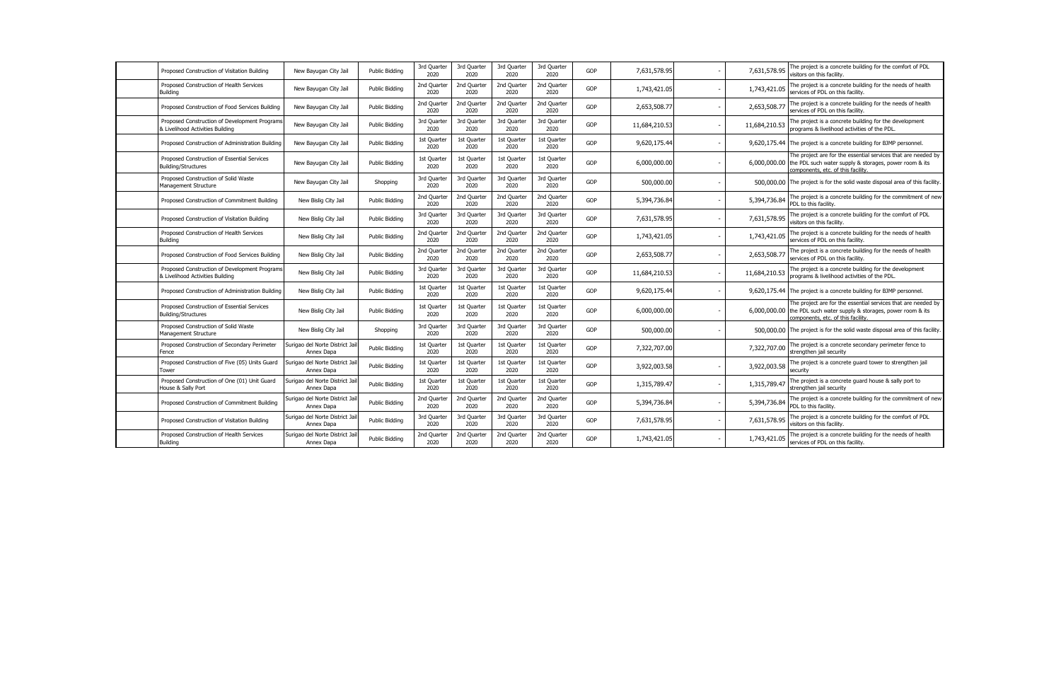| | | | | | | | | | | | | |
|---|---|---|---|---|---|---|---|---|---|---|---|---|
| | Proposed Construction of Visitation Building | New Bayugan City Jail | Public Bidding | 3rd Quarter 2020 | 3rd Quarter 2020 | 3rd Quarter 2020 | 3rd Quarter 2020 | GOP | 7,631,578.95 | - | 7,631,578.95 | The project is a concrete building for the comfort of PDL visitors on this facility. |
| | Proposed Construction of Health Services Building | New Bayugan City Jail | Public Bidding | 2nd Quarter 2020 | 2nd Quarter 2020 | 2nd Quarter 2020 | 2nd Quarter 2020 | GOP | 1,743,421.05 | - | 1,743,421.05 | The project is a concrete building for the needs of health services of PDL on this facility. |
| | Proposed Construction of Food Services Building | New Bayugan City Jail | Public Bidding | 2nd Quarter 2020 | 2nd Quarter 2020 | 2nd Quarter 2020 | 2nd Quarter 2020 | GOP | 2,653,508.77 | - | 2,653,508.77 | The project is a concrete building for the needs of health services of PDL on this facility. |
| | Proposed Construction of Development Programs & Livelihood Activities Building | New Bayugan City Jail | Public Bidding | 3rd Quarter 2020 | 3rd Quarter 2020 | 3rd Quarter 2020 | 3rd Quarter 2020 | GOP | 11,684,210.53 | - | 11,684,210.53 | The project is a concrete building for the development programs & livelihood activities of the PDL. |
| | Proposed Construction of Administration Building | New Bayugan City Jail | Public Bidding | 1st Quarter 2020 | 1st Quarter 2020 | 1st Quarter 2020 | 1st Quarter 2020 | GOP | 9,620,175.44 | - | 9,620,175.44 | The project is a concrete building for BJMP personnel. |
| | Proposed Construction of Essential Services Building/Structures | New Bayugan City Jail | Public Bidding | 1st Quarter 2020 | 1st Quarter 2020 | 1st Quarter 2020 | 1st Quarter 2020 | GOP | 6,000,000.00 | - | 6,000,000.00 | The project are for the essential services that are needed by the PDL such water supply & storages, power room & its components, etc. of this facility. |
| | Proposed Construction of Solid Waste Management Structure | New Bayugan City Jail | Shopping | 3rd Quarter 2020 | 3rd Quarter 2020 | 3rd Quarter 2020 | 3rd Quarter 2020 | GOP | 500,000.00 | - | 500,000.00 | The project is for the solid waste disposal area of this facility. |
| | Proposed Construction of Commitment Building | New Bislig City Jail | Public Bidding | 2nd Quarter 2020 | 2nd Quarter 2020 | 2nd Quarter 2020 | 2nd Quarter 2020 | GOP | 5,394,736.84 | - | 5,394,736.84 | The project is a concrete building for the commitment of new PDL to this facility. |
| | Proposed Construction of Visitation Building | New Bislig City Jail | Public Bidding | 3rd Quarter 2020 | 3rd Quarter 2020 | 3rd Quarter 2020 | 3rd Quarter 2020 | GOP | 7,631,578.95 | - | 7,631,578.95 | The project is a concrete building for the comfort of PDL visitors on this facility. |
| | Proposed Construction of Health Services Building | New Bislig City Jail | Public Bidding | 2nd Quarter 2020 | 2nd Quarter 2020 | 2nd Quarter 2020 | 2nd Quarter 2020 | GOP | 1,743,421.05 | - | 1,743,421.05 | The project is a concrete building for the needs of health services of PDL on this facility. |
| | Proposed Construction of Food Services Building | New Bislig City Jail | Public Bidding | 2nd Quarter 2020 | 2nd Quarter 2020 | 2nd Quarter 2020 | 2nd Quarter 2020 | GOP | 2,653,508.77 | - | 2,653,508.77 | The project is a concrete building for the needs of health services of PDL on this facility. |
| | Proposed Construction of Development Programs & Livelihood Activities Building | New Bislig City Jail | Public Bidding | 3rd Quarter 2020 | 3rd Quarter 2020 | 3rd Quarter 2020 | 3rd Quarter 2020 | GOP | 11,684,210.53 | - | 11,684,210.53 | The project is a concrete building for the development programs & livelihood activities of the PDL. |
| | Proposed Construction of Administration Building | New Bislig City Jail | Public Bidding | 1st Quarter 2020 | 1st Quarter 2020 | 1st Quarter 2020 | 1st Quarter 2020 | GOP | 9,620,175.44 | - | 9,620,175.44 | The project is a concrete building for BJMP personnel. |
| | Proposed Construction of Essential Services Building/Structures | New Bislig City Jail | Public Bidding | 1st Quarter 2020 | 1st Quarter 2020 | 1st Quarter 2020 | 1st Quarter 2020 | GOP | 6,000,000.00 | - | 6,000,000.00 | The project are for the essential services that are needed by the PDL such water supply & storages, power room & its components, etc. of this facility. |
| | Proposed Construction of Solid Waste Management Structure | New Bislig City Jail | Shopping | 3rd Quarter 2020 | 3rd Quarter 2020 | 3rd Quarter 2020 | 3rd Quarter 2020 | GOP | 500,000.00 | - | 500,000.00 | The project is for the solid waste disposal area of this facility. |
| | Proposed Construction of Secondary Perimeter Fence | Surigao del Norte District Jail Annex Dapa | Public Bidding | 1st Quarter 2020 | 1st Quarter 2020 | 1st Quarter 2020 | 1st Quarter 2020 | GOP | 7,322,707.00 | | 7,322,707.00 | The project is a concrete secondary perimeter fence to strengthen jail security |
| | Proposed Construction of Five (05) Units Guard Tower | Surigao del Norte District Jail Annex Dapa | Public Bidding | 1st Quarter 2020 | 1st Quarter 2020 | 1st Quarter 2020 | 1st Quarter 2020 | GOP | 3,922,003.58 | - | 3,922,003.58 | The project is a concrete guard tower to strengthen jail security |
| | Proposed Construction of One (01) Unit Guard House & Sally Port | Surigao del Norte District Jail Annex Dapa | Public Bidding | 1st Quarter 2020 | 1st Quarter 2020 | 1st Quarter 2020 | 1st Quarter 2020 | GOP | 1,315,789.47 | - | 1,315,789.47 | The project is a concrete guard house & sally port to strengthen jail security |
| | Proposed Construction of Commitment Building | Surigao del Norte District Jail Annex Dapa | Public Bidding | 2nd Quarter 2020 | 2nd Quarter 2020 | 2nd Quarter 2020 | 2nd Quarter 2020 | GOP | 5,394,736.84 | - | 5,394,736.84 | The project is a concrete building for the commitment of new PDL to this facility. |
| | Proposed Construction of Visitation Building | Surigao del Norte District Jail Annex Dapa | Public Bidding | 3rd Quarter 2020 | 3rd Quarter 2020 | 3rd Quarter 2020 | 3rd Quarter 2020 | GOP | 7,631,578.95 | - | 7,631,578.95 | The project is a concrete building for the comfort of PDL visitors on this facility. |
| | Proposed Construction of Health Services Building | Surigao del Norte District Jail Annex Dapa | Public Bidding | 2nd Quarter 2020 | 2nd Quarter 2020 | 2nd Quarter 2020 | 2nd Quarter 2020 | GOP | 1,743,421.05 | - | 1,743,421.05 | The project is a concrete building for the needs of health services of PDL on this facility. |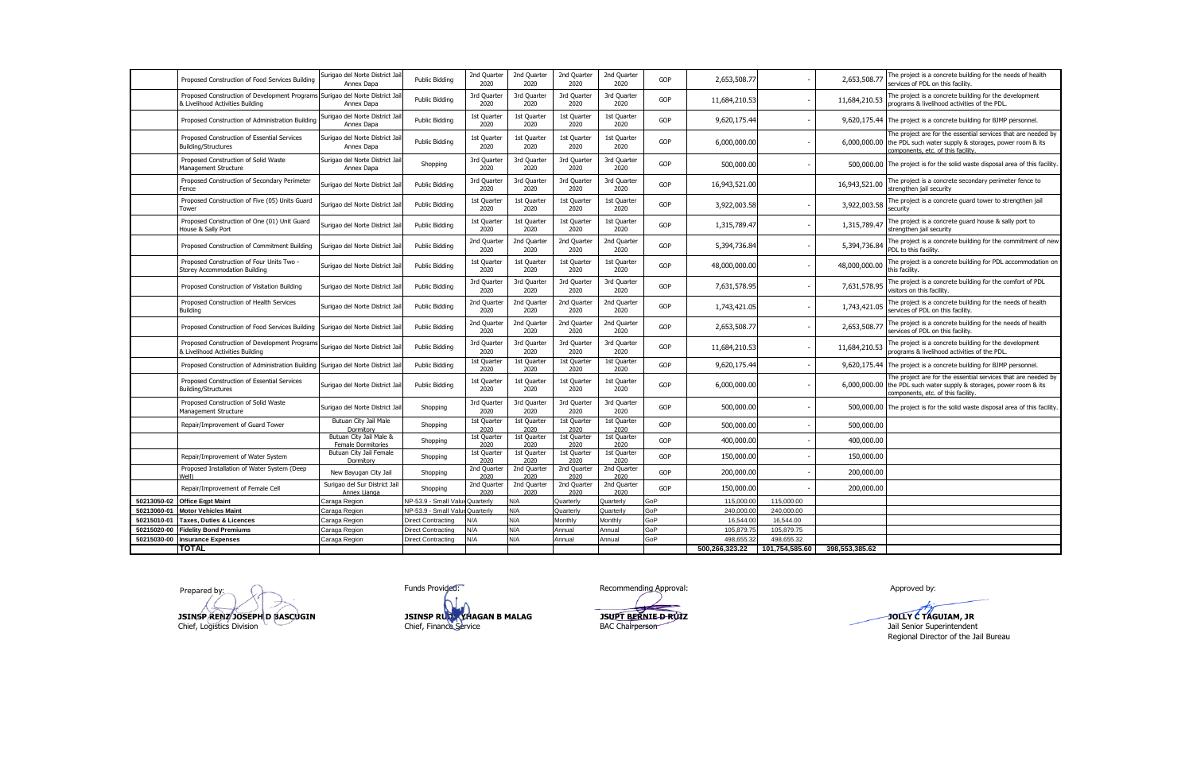| | | | | | | | | | | | | |
|---|---|---|---|---|---|---|---|---|---|---|---|---|
| | Proposed Construction of Food Services Building | Surigao del Norte District Jail Annex Dapa | Public Bidding | 2nd Quarter 2020 | 2nd Quarter 2020 | 2nd Quarter 2020 | 2nd Quarter 2020 | GOP | 2,653,508.77 | - | 2,653,508.77 | The project is a concrete building for the needs of health services of PDL on this facility. |
| | Proposed Construction of Development Programs & Livelihood Activities Building | Surigao del Norte District Jail Annex Dapa | Public Bidding | 3rd Quarter 2020 | 3rd Quarter 2020 | 3rd Quarter 2020 | 3rd Quarter 2020 | GOP | 11,684,210.53 | - | 11,684,210.53 | The project is a concrete building for the development programs & livelihood activities of the PDL. |
| | Proposed Construction of Administration Building | Surigao del Norte District Jail Annex Dapa | Public Bidding | 1st Quarter 2020 | 1st Quarter 2020 | 1st Quarter 2020 | 1st Quarter 2020 | GOP | 9,620,175.44 | - | 9,620,175.44 | The project is a concrete building for BJMP personnel. |
| | Proposed Construction of Essential Services Building/Structures | Surigao del Norte District Jail Annex Dapa | Public Bidding | 1st Quarter 2020 | 1st Quarter 2020 | 1st Quarter 2020 | 1st Quarter 2020 | GOP | 6,000,000.00 | - | 6,000,000.00 | The project are for the essential services that are needed by the PDL such water supply & storages, power room & its components, etc. of this facility. |
| | Proposed Construction of Solid Waste Management Structure | Surigao del Norte District Jail Annex Dapa | Shopping | 3rd Quarter 2020 | 3rd Quarter 2020 | 3rd Quarter 2020 | 3rd Quarter 2020 | GOP | 500,000.00 | - | 500,000.00 | The project is for the solid waste disposal area of this facility. |
| | Proposed Construction of Secondary Perimeter Fence | Surigao del Norte District Jail | Public Bidding | 3rd Quarter 2020 | 3rd Quarter 2020 | 3rd Quarter 2020 | 3rd Quarter 2020 | GOP | 16,943,521.00 | | 16,943,521.00 | The project is a concrete secondary perimeter fence to strengthen jail security |
| | Proposed Construction of Five (05) Units Guard Tower | Surigao del Norte District Jail | Public Bidding | 1st Quarter 2020 | 1st Quarter 2020 | 1st Quarter 2020 | 1st Quarter 2020 | GOP | 3,922,003.58 | - | 3,922,003.58 | The project is a concrete guard tower to strengthen jail security |
| | Proposed Construction of One (01) Unit Guard House & Sally Port | Surigao del Norte District Jail | Public Bidding | 1st Quarter 2020 | 1st Quarter 2020 | 1st Quarter 2020 | 1st Quarter 2020 | GOP | 1,315,789.47 | - | 1,315,789.47 | The project is a concrete guard house & sally port to strengthen jail security |
| | Proposed Construction of Commitment Building | Surigao del Norte District Jail | Public Bidding | 2nd Quarter 2020 | 2nd Quarter 2020 | 2nd Quarter 2020 | 2nd Quarter 2020 | GOP | 5,394,736.84 | - | 5,394,736.84 | The project is a concrete building for the commitment of new PDL to this facility. |
| | Proposed Construction of Four Units Two - Storey Accommodation Building | Surigao del Norte District Jail | Public Bidding | 1st Quarter 2020 | 1st Quarter 2020 | 1st Quarter 2020 | 1st Quarter 2020 | GOP | 48,000,000.00 | - | 48,000,000.00 | The project is a concrete building for PDL accommodation on this facility. |
| | Proposed Construction of Visitation Building | Surigao del Norte District Jail | Public Bidding | 3rd Quarter 2020 | 3rd Quarter 2020 | 3rd Quarter 2020 | 3rd Quarter 2020 | GOP | 7,631,578.95 | - | 7,631,578.95 | The project is a concrete building for the comfort of PDL visitors on this facility. |
| | Proposed Construction of Health Services Building | Surigao del Norte District Jail | Public Bidding | 2nd Quarter 2020 | 2nd Quarter 2020 | 2nd Quarter 2020 | 2nd Quarter 2020 | GOP | 1,743,421.05 | - | 1,743,421.05 | The project is a concrete building for the needs of health services of PDL on this facility. |
| | Proposed Construction of Food Services Building | Surigao del Norte District Jail | Public Bidding | 2nd Quarter 2020 | 2nd Quarter 2020 | 2nd Quarter 2020 | 2nd Quarter 2020 | GOP | 2,653,508.77 | - | 2,653,508.77 | The project is a concrete building for the needs of health services of PDL on this facility. |
| | Proposed Construction of Development Programs & Livelihood Activities Building | Surigao del Norte District Jail | Public Bidding | 3rd Quarter 2020 | 3rd Quarter 2020 | 3rd Quarter 2020 | 3rd Quarter 2020 | GOP | 11,684,210.53 | - | 11,684,210.53 | The project is a concrete building for the development programs & livelihood activities of the PDL. |
| | Proposed Construction of Administration Building | Surigao del Norte District Jail | Public Bidding | 1st Quarter 2020 | 1st Quarter 2020 | 1st Quarter 2020 | 1st Quarter 2020 | GOP | 9,620,175.44 | - | 9,620,175.44 | The project is a concrete building for BJMP personnel. |
| | Proposed Construction of Essential Services Building/Structures | Surigao del Norte District Jail | Public Bidding | 1st Quarter 2020 | 1st Quarter 2020 | 1st Quarter 2020 | 1st Quarter 2020 | GOP | 6,000,000.00 | - | 6,000,000.00 | The project are for the essential services that are needed by the PDL such water supply & storages, power room & its components, etc. of this facility. |
| | Proposed Construction of Solid Waste Management Structure | Surigao del Norte District Jail | Shopping | 3rd Quarter 2020 | 3rd Quarter 2020 | 3rd Quarter 2020 | 3rd Quarter 2020 | GOP | 500,000.00 | - | 500,000.00 | The project is for the solid waste disposal area of this facility. |
| | Repair/Improvement of Guard Tower | Butuan City Jail Male Dormitory | Shopping | 1st Quarter 2020 | 1st Quarter 2020 | 1st Quarter 2020 | 1st Quarter 2020 | GOP | 500,000.00 | - | 500,000.00 | |
| | | Butuan City Jail Male & Female Dormitories | Shopping | 1st Quarter 2020 | 1st Quarter 2020 | 1st Quarter 2020 | 1st Quarter 2020 | GOP | 400,000.00 | - | 400,000.00 | |
| | Repair/Improvement of Water System | Butuan City Jail Female Dormitory | Shopping | 1st Quarter 2020 | 1st Quarter 2020 | 1st Quarter 2020 | 1st Quarter 2020 | GOP | 150,000.00 | - | 150,000.00 | |
| | Proposed Installation of Water System (Deep Well) | New Bayugan City Jail | Shopping | 2nd Quarter 2020 | 2nd Quarter 2020 | 2nd Quarter 2020 | 2nd Quarter 2020 | GOP | 200,000.00 | - | 200,000.00 | |
| | Repair/Improvement of Female Cell | Surigao del Sur District Jail Annex Lianga | Shopping | 2nd Quarter 2020 | 2nd Quarter 2020 | 2nd Quarter 2020 | 2nd Quarter 2020 | GOP | 150,000.00 | - | 200,000.00 | |
| 50213050-02 | **Office Eqpt Maint** | Caraga Region | NP-53.9 - Small Value | Quarterly | N/A | Quarterly | Quarterly | GoP | 115,000.00 | 115,000.00 | | |
| 50213060-01 | **Motor Vehicles Maint** | Caraga Region | NP-53.9 - Small Value | Quarterly | N/A | Quarterly | Quarterly | GoP | 240,000.00 | 240,000.00 | | |
| 50215010-01 | **Taxes, Duties & Licences** | Caraga Region | Direct Contracting | N/A | N/A | Monthly | Monthly | GoP | 16,544.00 | 16,544.00 | | |
| 50215020-00 | **Fidelity Bond Premiums** | Caraga Region | Direct Contracting | N/A | N/A | Annual | Annual | GoP | 105,879.75 | 105,879.75 | | |
| 50215030-00 | **Insurance Expenses** | Caraga Region | Direct Contracting | N/A | N/A | Annual | Annual | GoP | 498,655.32 | 498,655.32 | | |
| | **TOTAL** | | | | | | | | **500,266,323.22** | **101,754,585.60** | **398,553,385.62** | |

Prepared by:

**JSINSP RENZ JOSEPH D BASCUGIN**
Chief, Logistics Division

Funds Provided:

**JSINSP RUTH YHAGAN B MALAG**
Chief, Finance Service

Recommending Approval:

**JSUPT BERNIE D RUIZ**
BAC Chairperson

Approved by:

**JOLLY C TAGUIAM, JR**
Jail Senior Superintendent
Regional Director of the Jail Bureau